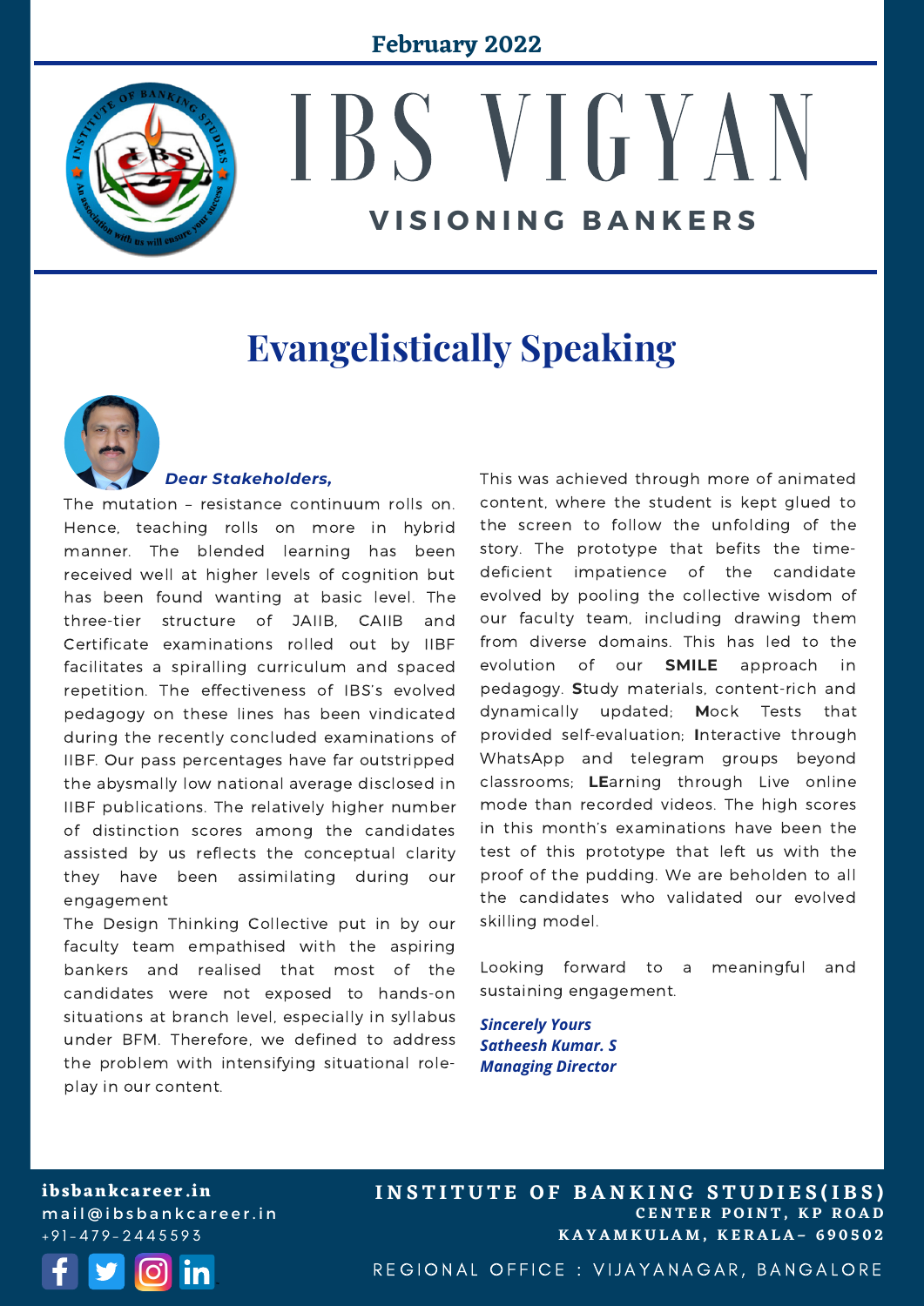February 2022

# IBS VIGYAN

**VISIONING BANKERS**

## Evangelistically Speaking

***Dear Stakeholders,***

The mutation – resistance continuum rolls on. Hence, teaching rolls on more in hybrid manner. The blended learning has been received well at higher levels of cognition but has been found wanting at basic level. The three-tier structure of JAIIB, CAIIB and Certificate examinations rolled out by IIBF facilitates a spiralling curriculum and spaced repetition. The effectiveness of IBS's evolved pedagogy on these lines has been vindicated during the recently concluded examinations of IIBF. Our pass percentages have far outstripped the abysmally low national average disclosed in IIBF publications. The relatively higher number of distinction scores among the candidates assisted by us reflects the conceptual clarity they have been assimilating during our engagement

The Design Thinking Collective put in by our faculty team empathised with the aspiring bankers and realised that most of the candidates were not exposed to hands-on situations at branch level, especially in syllabus under BFM. Therefore, we defined to address the problem with intensifying situational role-play in our content.

This was achieved through more of animated content, where the student is kept glued to the screen to follow the unfolding of the story. The prototype that befits the time-deficient impatience of the candidate evolved by pooling the collective wisdom of our faculty team, including drawing them from diverse domains. This has led to the evolution of our **SMILE** approach in pedagogy. **St**udy materials, content-rich and dynamically updated; **M**ock Tests that provided self-evaluation; **I**nteractive through WhatsApp and telegram groups beyond classrooms; **LE**arning through Live online mode than recorded videos. The high scores in this month's examinations have been the test of this prototype that left us with the proof of the pudding. We are beholden to all the candidates who validated our evolved skilling model.

Looking forward to a meaningful and sustaining engagement.

***Sincerely Yours***
***Satheesh Kumar. S***
***Managing Director***

ibsbankcareer.in
mail@ibsbankcareer.in
+91-479-2445593

INSTITUTE OF BANKING STUDIES(IBS)
CENTER POINT, KP ROAD
KAYAMKULAM, KERALA– 690502

REGIONAL OFFICE : VIJAYANAGAR, BANGALORE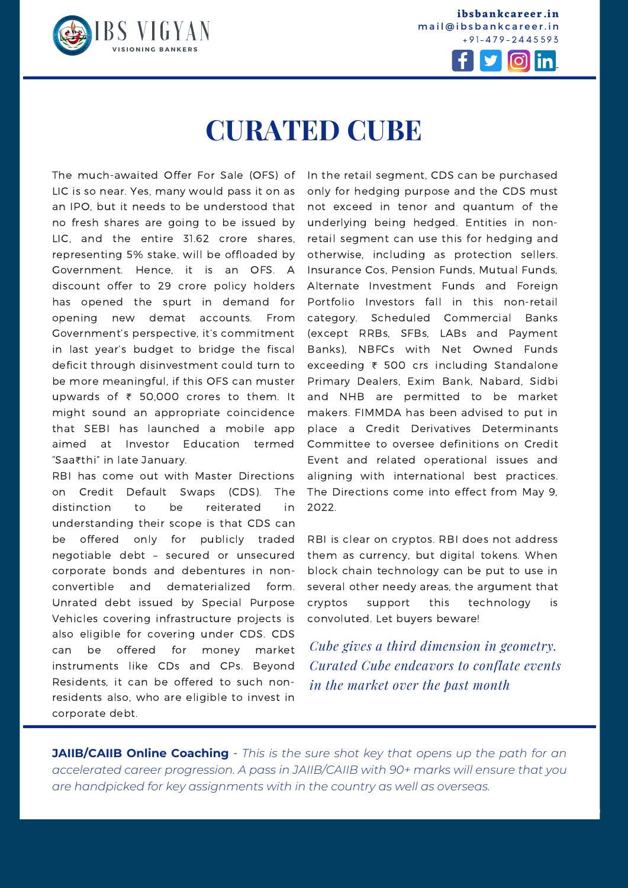# CURATED CUBE

The much-awaited Offer For Sale (OFS) of LIC is so near. Yes, many would pass it on as an IPO, but it needs to be understood that no fresh shares are going to be issued by LIC, and the entire 31.62 crore shares, representing 5% stake, will be offloaded by Government. Hence, it is an OFS. A discount offer to 29 crore policy holders has opened the spurt in demand for opening new demat accounts. From Government's perspective, it's commitment in last year's budget to bridge the fiscal deficit through disinvestment could turn to be more meaningful, if this OFS can muster upwards of ₹ 50,000 crores to them. It might sound an appropriate coincidence that SEBI has launched a mobile app aimed at Investor Education termed "Saa₹thi" in late January.

RBI has come out with Master Directions on Credit Default Swaps (CDS). The distinction to be reiterated in understanding their scope is that CDS can be offered only for publicly traded negotiable debt – secured or unsecured corporate bonds and debentures in non-convertible and dematerialized form. Unrated debt issued by Special Purpose Vehicles covering infrastructure projects is also eligible for covering under CDS. CDS can be offered for money market instruments like CDs and CPs. Beyond Residents, it can be offered to such non-residents also, who are eligible to invest in corporate debt.

In the retail segment, CDS can be purchased only for hedging purpose and the CDS must not exceed in tenor and quantum of the underlying being hedged. Entities in non-retail segment can use this for hedging and otherwise, including as protection sellers. Insurance Cos, Pension Funds, Mutual Funds, Alternate Investment Funds and Foreign Portfolio Investors fall in this non-retail category. Scheduled Commercial Banks (except RRBs, SFBs, LABs and Payment Banks), NBFCs with Net Owned Funds exceeding ₹ 500 crs including Standalone Primary Dealers, Exim Bank, Nabard, Sidbi and NHB are permitted to be market makers. FIMMDA has been advised to put in place a Credit Derivatives Determinants Committee to oversee definitions on Credit Event and related operational issues and aligning with international best practices. The Directions come into effect from May 9, 2022.

RBI is clear on cryptos. RBI does not address them as currency, but digital tokens. When block chain technology can be put to use in several other needy areas, the argument that cryptos support this technology is convoluted. Let buyers beware!

*Cube gives a third dimension in geometry. Curated Cube endeavors to conflate events in the market over the past month*

**JAIIB/CAIIB Online Coaching** - *This is the sure shot key that opens up the path for an accelerated career progression. A pass in JAIIB/CAIIB with 90+ marks will ensure that you are handpicked for key assignments with in the country as well as overseas.*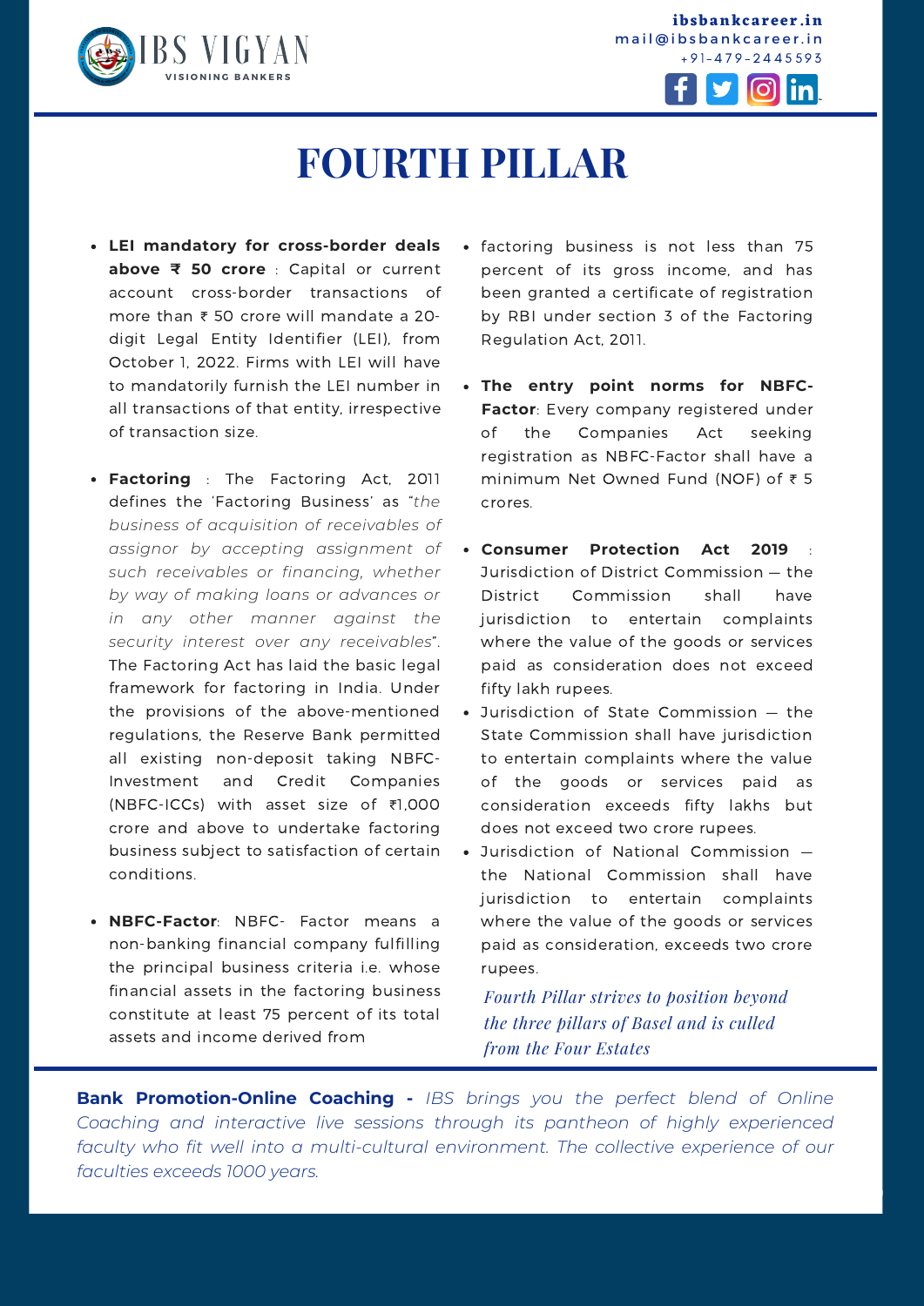# FOURTH PILLAR

- **LEI mandatory for cross-border deals above ₹ 50 crore** : Capital or current account cross-border transactions of more than ₹ 50 crore will mandate a 20-digit Legal Entity Identifier (LEI), from October 1, 2022. Firms with LEI will have to mandatorily furnish the LEI number in all transactions of that entity, irrespective of transaction size.

- **Factoring** : The Factoring Act, 2011 defines the 'Factoring Business' as "*the business of acquisition of receivables of assignor by accepting assignment of such receivables or financing, whether by way of making loans or advances or in any other manner against the security interest over any receivables*". The Factoring Act has laid the basic legal framework for factoring in India. Under the provisions of the above-mentioned regulations, the Reserve Bank permitted all existing non-deposit taking NBFC-Investment and Credit Companies (NBFC-ICCs) with asset size of ₹1,000 crore and above to undertake factoring business subject to satisfaction of certain conditions.

- **NBFC-Factor**: NBFC- Factor means a non-banking financial company fulfilling the principal business criteria i.e. whose financial assets in the factoring business constitute at least 75 percent of its total assets and income derived from factoring business is not less than 75 percent of its gross income, and has been granted a certificate of registration by RBI under section 3 of the Factoring Regulation Act, 2011.

- **The entry point norms for NBFC-Factor**: Every company registered under of the Companies Act seeking registration as NBFC-Factor shall have a minimum Net Owned Fund (NOF) of ₹ 5 crores.

- **Consumer Protection Act 2019** : Jurisdiction of District Commission — the District Commission shall have jurisdiction to entertain complaints where the value of the goods or services paid as consideration does not exceed fifty lakh rupees.
- Jurisdiction of State Commission — the State Commission shall have jurisdiction to entertain complaints where the value of the goods or services paid as consideration exceeds fifty lakhs but does not exceed two crore rupees.
- Jurisdiction of National Commission — the National Commission shall have jurisdiction to entertain complaints where the value of the goods or services paid as consideration, exceeds two crore rupees.

*Fourth Pillar strives to position beyond the three pillars of Basel and is culled from the Four Estates*

**Bank Promotion-Online Coaching -** *IBS brings you the perfect blend of Online Coaching and interactive live sessions through its pantheon of highly experienced faculty who fit well into a multi-cultural environment. The collective experience of our faculties exceeds 1000 years.*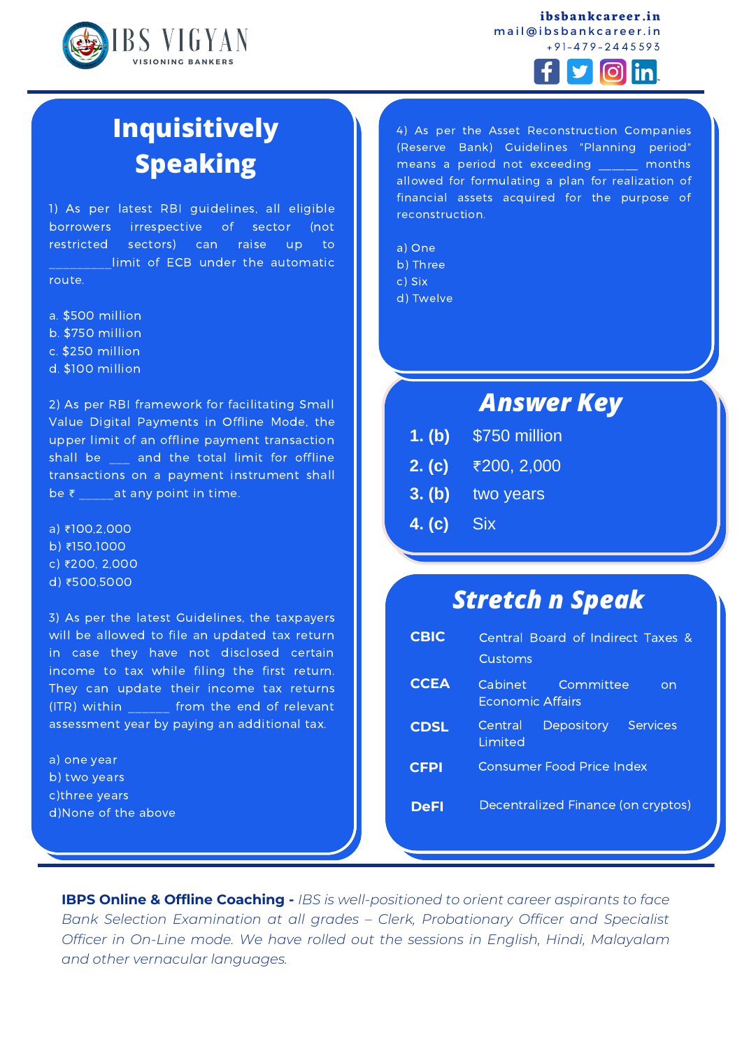# Inquisitively Speaking

1) As per latest RBI guidelines, all eligible borrowers irrespective of sector (not restricted sectors) can raise up to _________limit of ECB under the automatic route.

a. $750 million → see below

a. $500 million
b. $750 million
c. $250 million
d. $100 million

2) As per RBI framework for facilitating Small Value Digital Payments in Offline Mode, the upper limit of an offline payment transaction shall be ___ and the total limit for offline transactions on a payment instrument shall be ₹ _____at any point in time.

a) ₹100,2,000
b) ₹150,1000
c) ₹200, 2,000
d) ₹500,5000

3) As per the latest Guidelines, the taxpayers will be allowed to file an updated tax return in case they have not disclosed certain income to tax while filing the first return. They can update their income tax returns (ITR) within ______ from the end of relevant assessment year by paying an additional tax.

a) one year
b) two years
c)three years
d)None of the above

4) As per the Asset Reconstruction Companies (Reserve Bank) Guidelines "Planning period" means a period not exceeding _____ months allowed for formulating a plan for realization of financial assets acquired for the purpose of reconstruction.

a) One
b) Three
c) Six
d) Twelve

## *Answer Key*

**1. (b)** $750 million
**2. (c)** ₹200, 2,000
**3. (b)** two years
**4. (c)** Six

## *Stretch n Speak*

| | |
|---|---|
| **CBIC** | Central Board of Indirect Taxes & Customs |
| **CCEA** | Cabinet Committee on Economic Affairs |
| **CDSL** | Central Depository Services Limited |
| **CFPI** | Consumer Food Price Index |
| **DeFI** | Decentralized Finance (on cryptos) |

**IBPS Online & Offline Coaching -** *IBS is well-positioned to orient career aspirants to face Bank Selection Examination at all grades – Clerk, Probationary Officer and Specialist Officer in On-Line mode. We have rolled out the sessions in English, Hindi, Malayalam and other vernacular languages.*

# Inquisitively Speaking

1) As per latest RBI guidelines, all eligible borrowers irrespective of sector (not restricted sectors) can raise up to _________limit of ECB under the automatic route.

a. $500 million
b. $750 million
c. $250 million
d. $100 million

2) As per RBI framework for facilitating Small Value Digital Payments in Offline Mode, the upper limit of an offline payment transaction shall be ___ and the total limit for offline transactions on a payment instrument shall be ₹ _____at any point in time.

a) ₹100,2,000
b) ₹150,1000
c) ₹200, 2,000
d) ₹500,5000

3) As per the latest Guidelines, the taxpayers will be allowed to file an updated tax return in case they have not disclosed certain income to tax while filing the first return. They can update their income tax returns (ITR) within ______ from the end of relevant assessment year by paying an additional tax.

a) one year
b) two years
c)three years
d)None of the above

4) As per the Asset Reconstruction Companies (Reserve Bank) Guidelines "Planning period" means a period not exceeding _____ months allowed for formulating a plan for realization of financial assets acquired for the purpose of reconstruction.

a) One
b) Three
c) Six
d) Twelve

## *Answer Key*

**1. (b)** $750 million
**2. (c)** ₹200, 2,000
**3. (b)** two years
**4. (c)** Six

## *Stretch n Speak*

| | |
|---|---|
| **CBIC** | Central Board of Indirect Taxes & Customs |
| **CCEA** | Cabinet Committee on Economic Affairs |
| **CDSL** | Central Depository Services Limited |
| **CFPI** | Consumer Food Price Index |
| **DeFI** | Decentralized Finance (on cryptos) |

**IBPS Online & Offline Coaching -** *IBS is well-positioned to orient career aspirants to face Bank Selection Examination at all grades – Clerk, Probationary Officer and Specialist Officer in On-Line mode. We have rolled out the sessions in English, Hindi, Malayalam and other vernacular languages.*